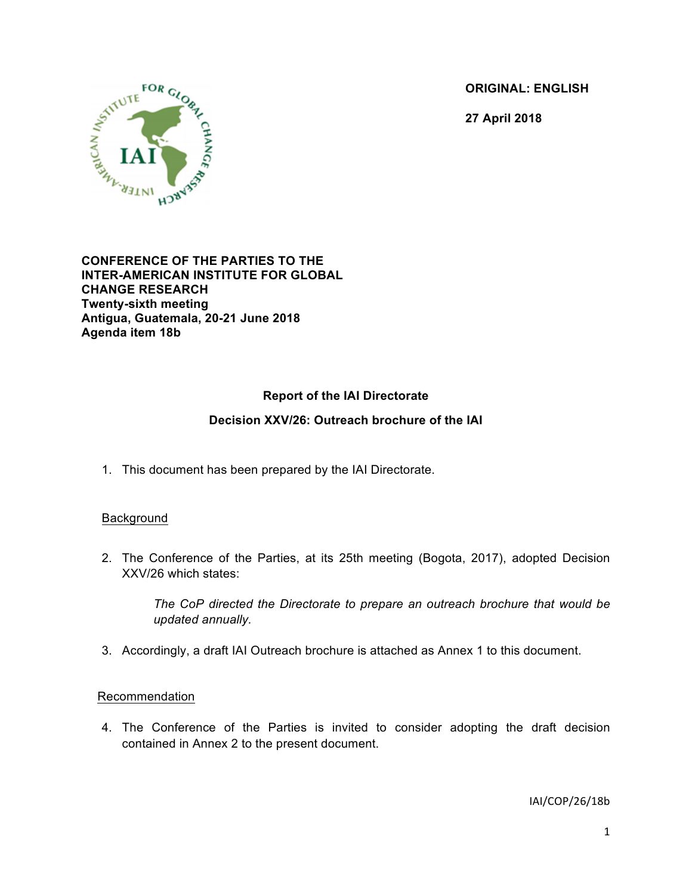**ORIGINAL: ENGLISH**

**27 April 2018**

**CONFERENCE OF THE PARTIES TO THE INTER-AMERICAN INSTITUTE FOR GLOBAL CHANGE RESEARCH**
**Twenty-sixth meeting**
**Antigua, Guatemala, 20-21 June 2018**
**Agenda item 18b**

## Report of the IAI Directorate

## Decision XXV/26: Outreach brochure of the IAI

1. This document has been prepared by the IAI Directorate.

### Background

2. The Conference of the Parties, at its 25th meeting (Bogota, 2017), adopted Decision XXV/26 which states:

   *The CoP directed the Directorate to prepare an outreach brochure that would be updated annually.*

3. Accordingly, a draft IAI Outreach brochure is attached as Annex 1 to this document.

### Recommendation

4. The Conference of the Parties is invited to consider adopting the draft decision contained in Annex 2 to the present document.

IAI/COP/26/18b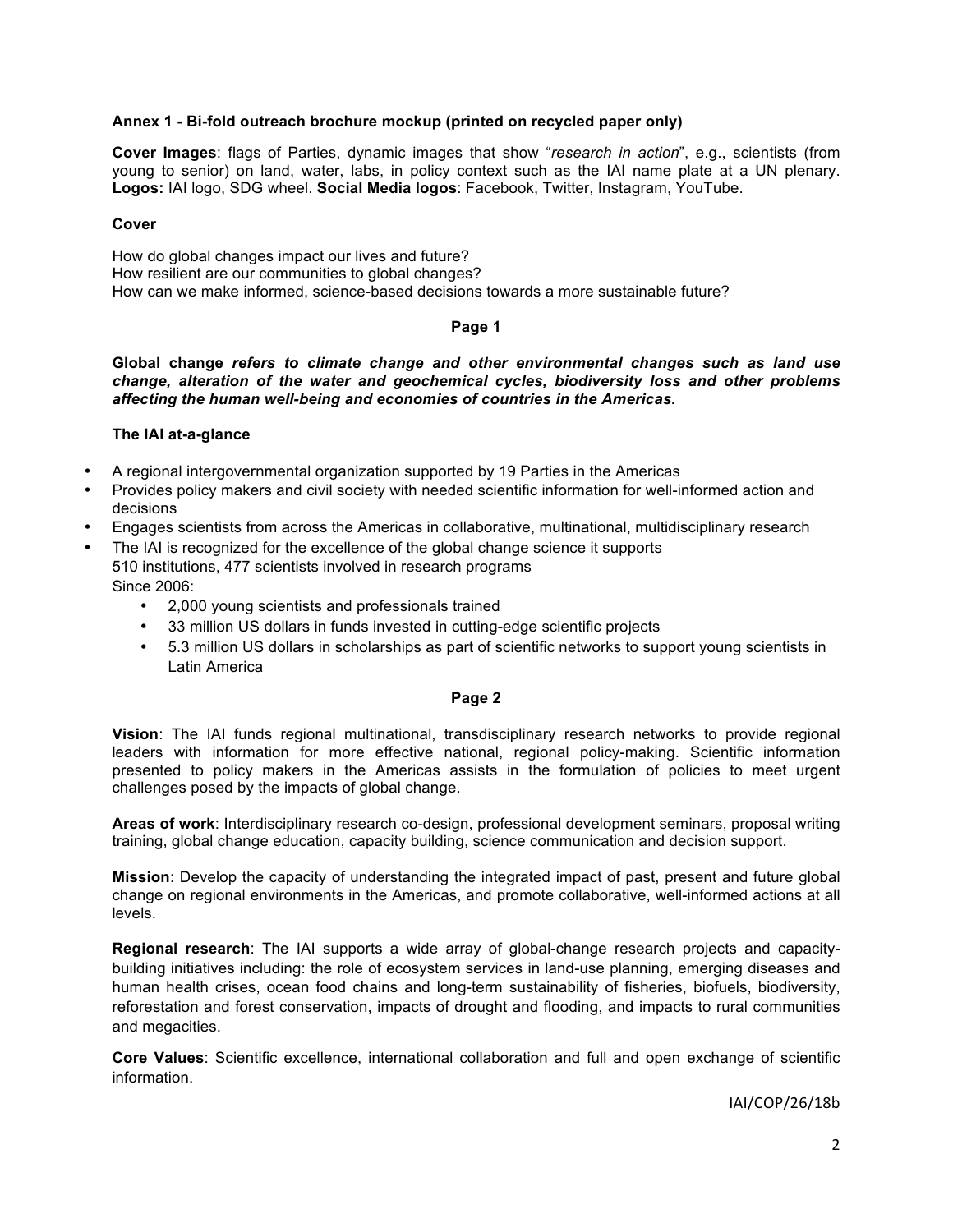**Annex 1 - Bi-fold outreach brochure mockup (printed on recycled paper only)**

**Cover Images**: flags of Parties, dynamic images that show "*research in action*", e.g., scientists (from young to senior) on land, water, labs, in policy context such as the IAI name plate at a UN plenary. **Logos:** IAI logo, SDG wheel. **Social Media logos**: Facebook, Twitter, Instagram, YouTube.

**Cover**

How do global changes impact our lives and future?
How resilient are our communities to global changes?
How can we make informed, science-based decisions towards a more sustainable future?

**Page 1**

**Global change *refers to climate change and other environmental changes such as land use change, alteration of the water and geochemical cycles, biodiversity loss and other problems affecting the human well-being and economies of countries in the Americas.***

**The IAI at-a-glance**

- A regional intergovernmental organization supported by 19 Parties in the Americas
- Provides policy makers and civil society with needed scientific information for well-informed action and decisions
- Engages scientists from across the Americas in collaborative, multinational, multidisciplinary research
- The IAI is recognized for the excellence of the global change science it supports
  510 institutions, 477 scientists involved in research programs
  Since 2006:
  - 2,000 young scientists and professionals trained
  - 33 million US dollars in funds invested in cutting-edge scientific projects
  - 5.3 million US dollars in scholarships as part of scientific networks to support young scientists in Latin America

**Page 2**

**Vision**: The IAI funds regional multinational, transdisciplinary research networks to provide regional leaders with information for more effective national, regional policy-making. Scientific information presented to policy makers in the Americas assists in the formulation of policies to meet urgent challenges posed by the impacts of global change.

**Areas of work**: Interdisciplinary research co-design, professional development seminars, proposal writing training, global change education, capacity building, science communication and decision support.

**Mission**: Develop the capacity of understanding the integrated impact of past, present and future global change on regional environments in the Americas, and promote collaborative, well-informed actions at all levels.

**Regional research**: The IAI supports a wide array of global-change research projects and capacity-building initiatives including: the role of ecosystem services in land-use planning, emerging diseases and human health crises, ocean food chains and long-term sustainability of fisheries, biofuels, biodiversity, reforestation and forest conservation, impacts of drought and flooding, and impacts to rural communities and megacities.

**Core Values**: Scientific excellence, international collaboration and full and open exchange of scientific information.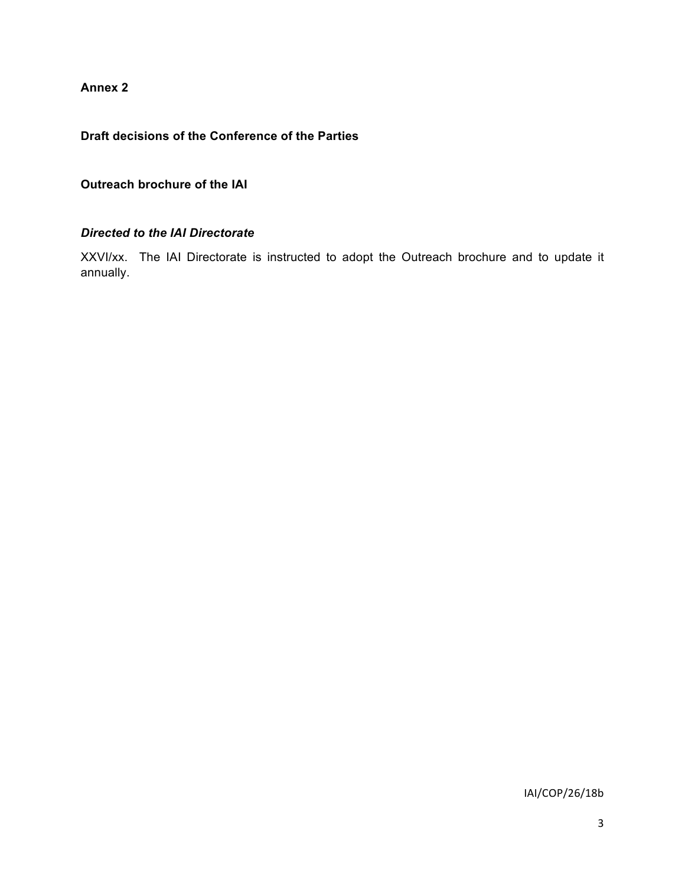**Annex 2**

**Draft decisions of the Conference of the Parties**

**Outreach brochure of the IAI**

***Directed to the IAI Directorate***

XXVI/xx. The IAI Directorate is instructed to adopt the Outreach brochure and to update it annually.